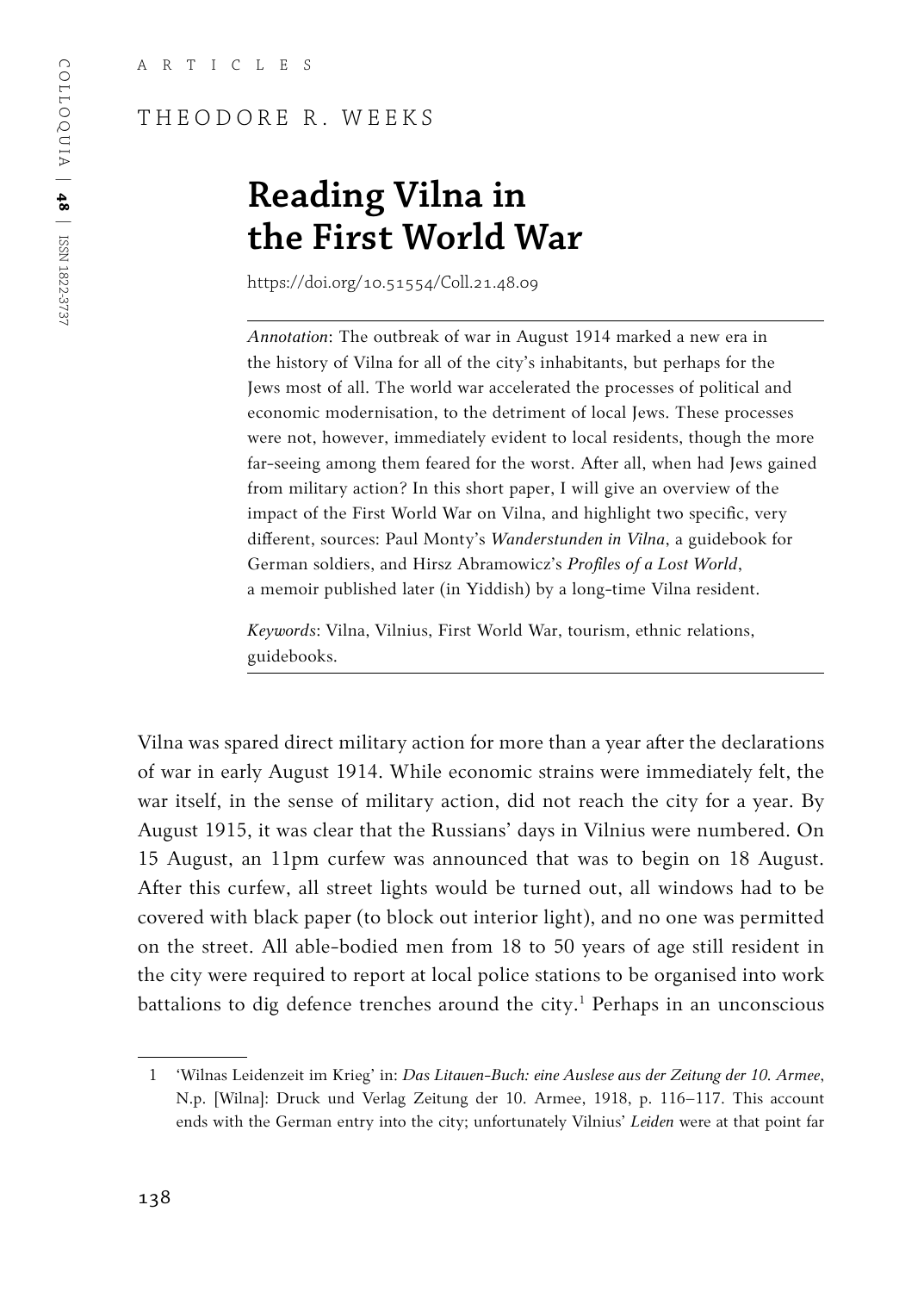ARTICLES

THEODORE R. WEEKS

# Reading Vilna in the First World War

https://doi.org/10.51554/Coll.21.48.09

*Annotation*: The outbreak of war in August 1914 marked a new era in the history of Vilna for all of the city's inhabitants, but perhaps for the Jews most of all. The world war accelerated the processes of political and economic modernisation, to the detriment of local Jews. These processes were not, however, immediately evident to local residents, though the more far-seeing among them feared for the worst. After all, when had Jews gained from military action? In this short paper, I will give an overview of the impact of the First World War on Vilna, and highlight two specific, very different, sources: Paul Monty's *Wanderstunden in Vilna*, a guidebook for German soldiers, and Hirsz Abramowicz's *Profiles of a Lost World*, a memoir published later (in Yiddish) by a long-time Vilna resident.

*Keywords*: Vilna, Vilnius, First World War, tourism, ethnic relations, guidebooks.

Vilna was spared direct military action for more than a year after the declarations of war in early August 1914. While economic strains were immediately felt, the war itself, in the sense of military action, did not reach the city for a year. By August 1915, it was clear that the Russians' days in Vilnius were numbered. On 15 August, an 11pm curfew was announced that was to begin on 18 August. After this curfew, all street lights would be turned out, all windows had to be covered with black paper (to block out interior light), and no one was permitted on the street. All able-bodied men from 18 to 50 years of age still resident in the city were required to report at local police stations to be organised into work battalions to dig defence trenches around the city.[1] Perhaps in an unconscious

---

1 'Wilnas Leidenzeit im Krieg' in: *Das Litauen-Buch: eine Auslese aus der Zeitung der 10. Armee*, N.p. [Wilna]: Druck und Verlag Zeitung der 10. Armee, 1918, p. 116–117. This account ends with the German entry into the city; unfortunately Vilnius' *Leiden* were at that point far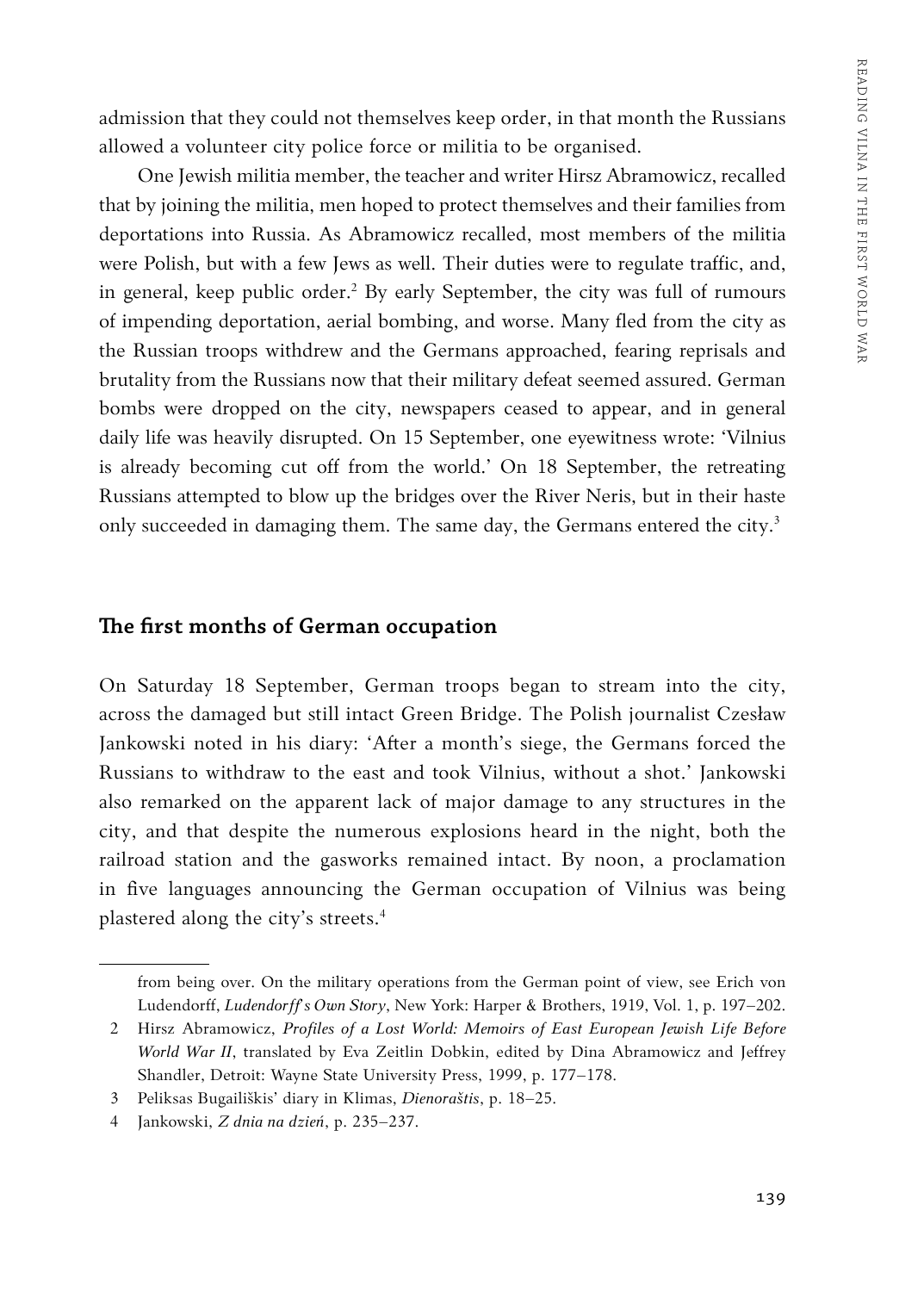admission that they could not themselves keep order, in that month the Russians allowed a volunteer city police force or militia to be organised.

One Jewish militia member, the teacher and writer Hirsz Abramowicz, recalled that by joining the militia, men hoped to protect themselves and their families from deportations into Russia. As Abramowicz recalled, most members of the militia were Polish, but with a few Jews as well. Their duties were to regulate traffic, and, in general, keep public order.[2] By early September, the city was full of rumours of impending deportation, aerial bombing, and worse. Many fled from the city as the Russian troops withdrew and the Germans approached, fearing reprisals and brutality from the Russians now that their military defeat seemed assured. German bombs were dropped on the city, newspapers ceased to appear, and in general daily life was heavily disrupted. On 15 September, one eyewitness wrote: 'Vilnius is already becoming cut off from the world.' On 18 September, the retreating Russians attempted to blow up the bridges over the River Neris, but in their haste only succeeded in damaging them. The same day, the Germans entered the city.[3]

## The first months of German occupation

On Saturday 18 September, German troops began to stream into the city, across the damaged but still intact Green Bridge. The Polish journalist Czesław Jankowski noted in his diary: 'After a month's siege, the Germans forced the Russians to withdraw to the east and took Vilnius, without a shot.' Jankowski also remarked on the apparent lack of major damage to any structures in the city, and that despite the numerous explosions heard in the night, both the railroad station and the gasworks remained intact. By noon, a proclamation in five languages announcing the German occupation of Vilnius was being plastered along the city's streets.[4]

---

from being over. On the military operations from the German point of view, see Erich von Ludendorff, *Ludendorff's Own Story*, New York: Harper & Brothers, 1919, Vol. 1, p. 197–202.

2 Hirsz Abramowicz, *Profiles of a Lost World: Memoirs of East European Jewish Life Before World War II*, translated by Eva Zeitlin Dobkin, edited by Dina Abramowicz and Jeffrey Shandler, Detroit: Wayne State University Press, 1999, p. 177–178.

3 Peliksas Bugailiškis' diary in Klimas, *Dienoraštis*, p. 18–25.

4 Jankowski, *Z dnia na dzień*, p. 235–237.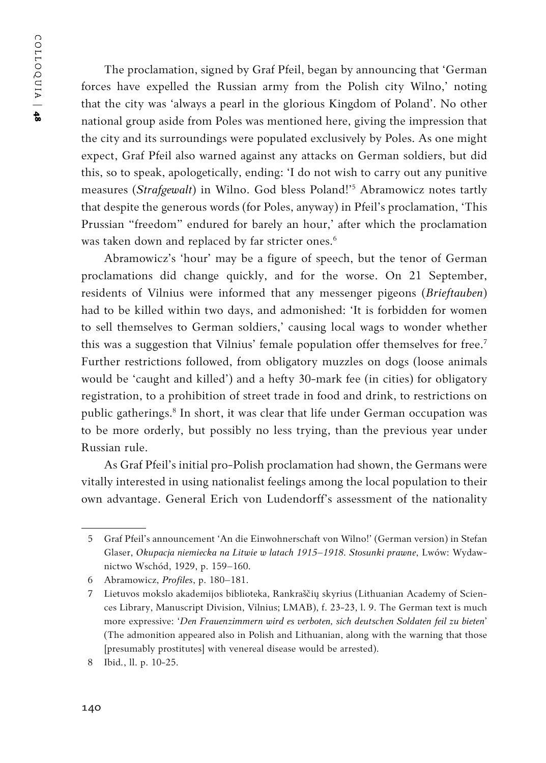The proclamation, signed by Graf Pfeil, began by announcing that 'German forces have expelled the Russian army from the Polish city Wilno,' noting that the city was 'always a pearl in the glorious Kingdom of Poland'. No other national group aside from Poles was mentioned here, giving the impression that the city and its surroundings were populated exclusively by Poles. As one might expect, Graf Pfeil also warned against any attacks on German soldiers, but did this, so to speak, apologetically, ending: 'I do not wish to carry out any punitive measures (*Strafgewalt*) in Wilno. God bless Poland!'[5] Abramowicz notes tartly that despite the generous words (for Poles, anyway) in Pfeil's proclamation, 'This Prussian "freedom" endured for barely an hour,' after which the proclamation was taken down and replaced by far stricter ones.[6]

Abramowicz's 'hour' may be a figure of speech, but the tenor of German proclamations did change quickly, and for the worse. On 21 September, residents of Vilnius were informed that any messenger pigeons (*Brieftauben*) had to be killed within two days, and admonished: 'It is forbidden for women to sell themselves to German soldiers,' causing local wags to wonder whether this was a suggestion that Vilnius' female population offer themselves for free.[7] Further restrictions followed, from obligatory muzzles on dogs (loose animals would be 'caught and killed') and a hefty 30-mark fee (in cities) for obligatory registration, to a prohibition of street trade in food and drink, to restrictions on public gatherings.[8] In short, it was clear that life under German occupation was to be more orderly, but possibly no less trying, than the previous year under Russian rule.

As Graf Pfeil's initial pro-Polish proclamation had shown, the Germans were vitally interested in using nationalist feelings among the local population to their own advantage. General Erich von Ludendorff's assessment of the nationality

---

5 Graf Pfeil's announcement 'An die Einwohnerschaft von Wilno!' (German version) in Stefan Glaser, *Okupacja niemiecka na Litwie w latach 1915–1918. Stosunki prawne*, Lwów: Wydawnictwo Wschód, 1929, p. 159–160.

6 Abramowicz, *Profiles*, p. 180–181.

7 Lietuvos mokslo akademijos biblioteka, Rankraščių skyrius (Lithuanian Academy of Sciences Library, Manuscript Division, Vilnius; LMAB), f. 23-23, l. 9. The German text is much more expressive: '*Den Frauenzimmern wird es verboten, sich deutschen Soldaten feil zu bieten*' (The admonition appeared also in Polish and Lithuanian, along with the warning that those [presumably prostitutes] with venereal disease would be arrested).

8 Ibid., ll. p. 10-25.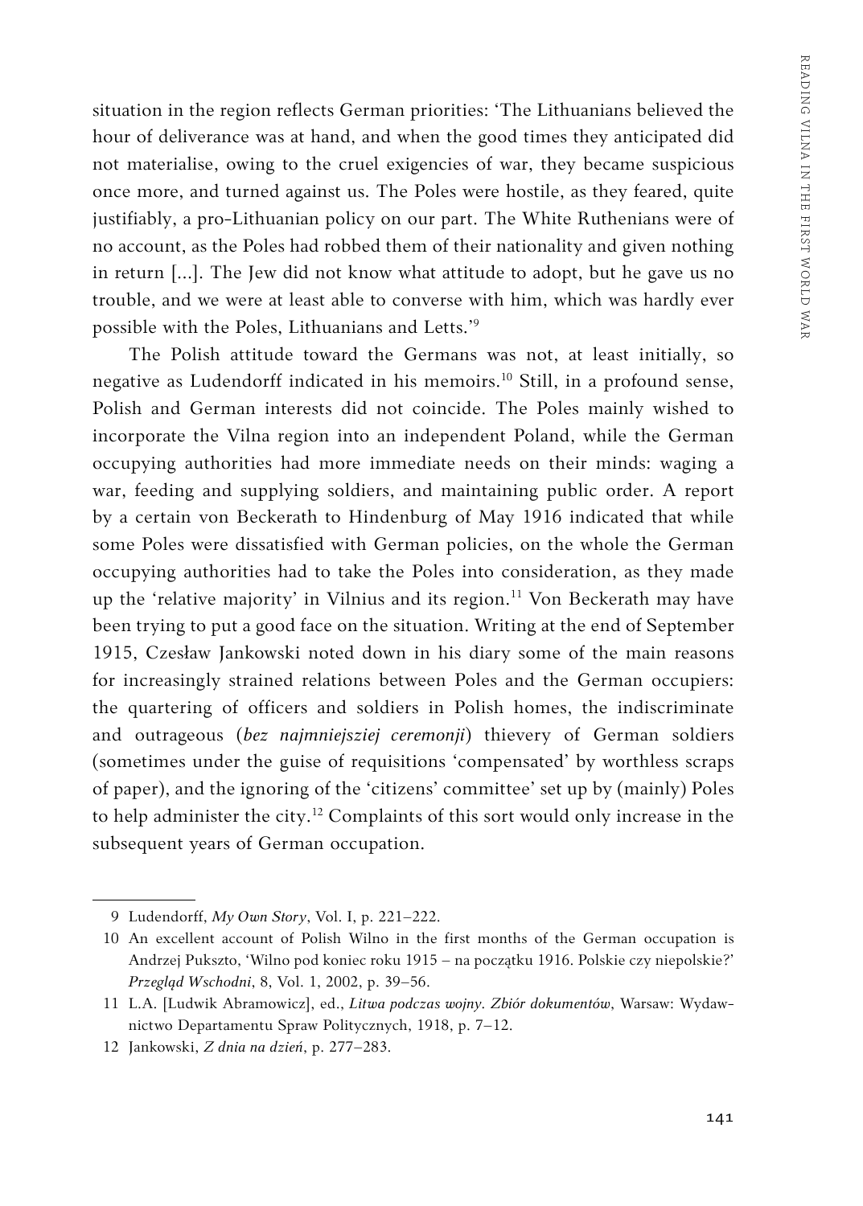situation in the region reflects German priorities: 'The Lithuanians believed the hour of deliverance was at hand, and when the good times they anticipated did not materialise, owing to the cruel exigencies of war, they became suspicious once more, and turned against us. The Poles were hostile, as they feared, quite justifiably, a pro-Lithuanian policy on our part. The White Ruthenians were of no account, as the Poles had robbed them of their nationality and given nothing in return [...]. The Jew did not know what attitude to adopt, but he gave us no trouble, and we were at least able to converse with him, which was hardly ever possible with the Poles, Lithuanians and Letts.'[9]

The Polish attitude toward the Germans was not, at least initially, so negative as Ludendorff indicated in his memoirs.[10] Still, in a profound sense, Polish and German interests did not coincide. The Poles mainly wished to incorporate the Vilna region into an independent Poland, while the German occupying authorities had more immediate needs on their minds: waging a war, feeding and supplying soldiers, and maintaining public order. A report by a certain von Beckerath to Hindenburg of May 1916 indicated that while some Poles were dissatisfied with German policies, on the whole the German occupying authorities had to take the Poles into consideration, as they made up the 'relative majority' in Vilnius and its region.[11] Von Beckerath may have been trying to put a good face on the situation. Writing at the end of September 1915, Czesław Jankowski noted down in his diary some of the main reasons for increasingly strained relations between Poles and the German occupiers: the quartering of officers and soldiers in Polish homes, the indiscriminate and outrageous (*bez najmniejsziej ceremonji*) thievery of German soldiers (sometimes under the guise of requisitions 'compensated' by worthless scraps of paper), and the ignoring of the 'citizens' committee' set up by (mainly) Poles to help administer the city.[12] Complaints of this sort would only increase in the subsequent years of German occupation.

---

9 Ludendorff, *My Own Story*, Vol. I, p. 221–222.

10 An excellent account of Polish Wilno in the first months of the German occupation is Andrzej Pukszto, 'Wilno pod koniec roku 1915 – na początku 1916. Polskie czy niepolskie?' *Przegląd Wschodni*, 8, Vol. 1, 2002, p. 39–56.

11 L.A. [Ludwik Abramowicz], ed., *Litwa podczas wojny. Zbiór dokumentów*, Warsaw: Wydawnictwo Departamentu Spraw Politycznych, 1918, p. 7–12.

12 Jankowski, *Z dnia na dzień*, p. 277–283.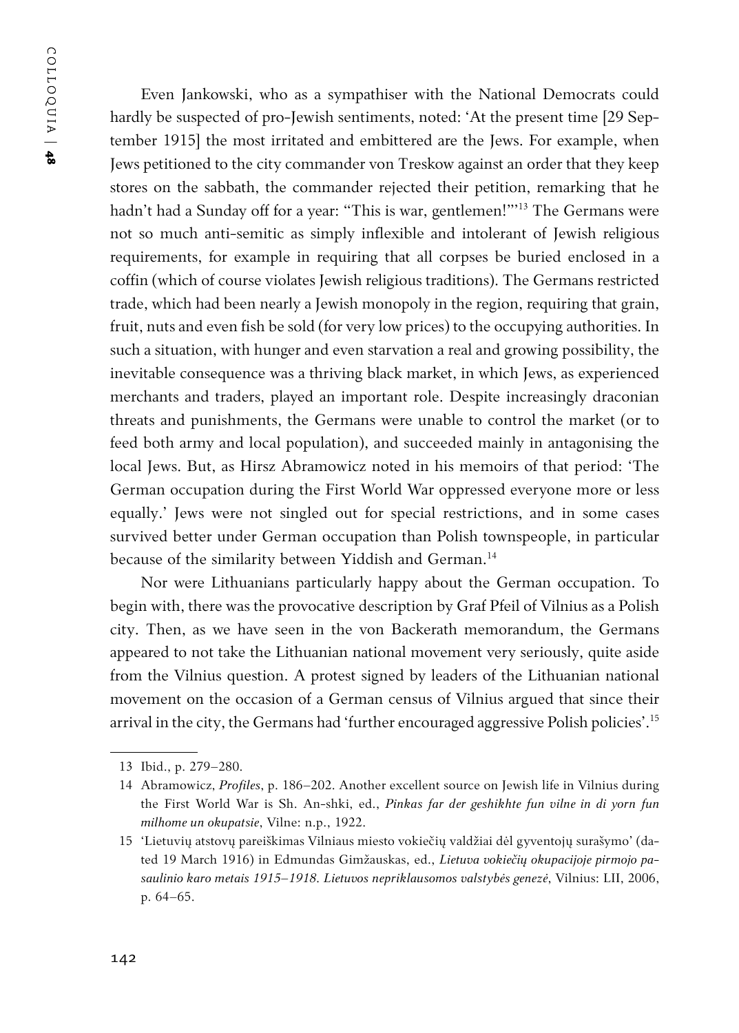Even Jankowski, who as a sympathiser with the National Democrats could hardly be suspected of pro-Jewish sentiments, noted: 'At the present time [29 September 1915] the most irritated and embittered are the Jews. For example, when Jews petitioned to the city commander von Treskow against an order that they keep stores on the sabbath, the commander rejected their petition, remarking that he hadn't had a Sunday off for a year: "This is war, gentlemen!"'[13] The Germans were not so much anti-semitic as simply inflexible and intolerant of Jewish religious requirements, for example in requiring that all corpses be buried enclosed in a coffin (which of course violates Jewish religious traditions). The Germans restricted trade, which had been nearly a Jewish monopoly in the region, requiring that grain, fruit, nuts and even fish be sold (for very low prices) to the occupying authorities. In such a situation, with hunger and even starvation a real and growing possibility, the inevitable consequence was a thriving black market, in which Jews, as experienced merchants and traders, played an important role. Despite increasingly draconian threats and punishments, the Germans were unable to control the market (or to feed both army and local population), and succeeded mainly in antagonising the local Jews. But, as Hirsz Abramowicz noted in his memoirs of that period: 'The German occupation during the First World War oppressed everyone more or less equally.' Jews were not singled out for special restrictions, and in some cases survived better under German occupation than Polish townspeople, in particular because of the similarity between Yiddish and German.[14]

Nor were Lithuanians particularly happy about the German occupation. To begin with, there was the provocative description by Graf Pfeil of Vilnius as a Polish city. Then, as we have seen in the von Backerath memorandum, the Germans appeared to not take the Lithuanian national movement very seriously, quite aside from the Vilnius question. A protest signed by leaders of the Lithuanian national movement on the occasion of a German census of Vilnius argued that since their arrival in the city, the Germans had 'further encouraged aggressive Polish policies'.[15]

---

13 Ibid., p. 279–280.

14 Abramowicz, *Profiles*, p. 186–202. Another excellent source on Jewish life in Vilnius during the First World War is Sh. An-shki, ed., *Pinkas far der geshikhte fun vilne in di yorn fun milhome un okupatsie*, Vilne: n.p., 1922.

15 'Lietuvių atstovų pareiškimas Vilniaus miesto vokiečių valdžiai dėl gyventojų surašymo' (dated 19 March 1916) in Edmundas Gimžauskas, ed., *Lietuva vokiečių okupacijoje pirmojo pasaulinio karo metais 1915–1918. Lietuvos nepriklausomos valstybės genezė*, Vilnius: LII, 2006, p. 64–65.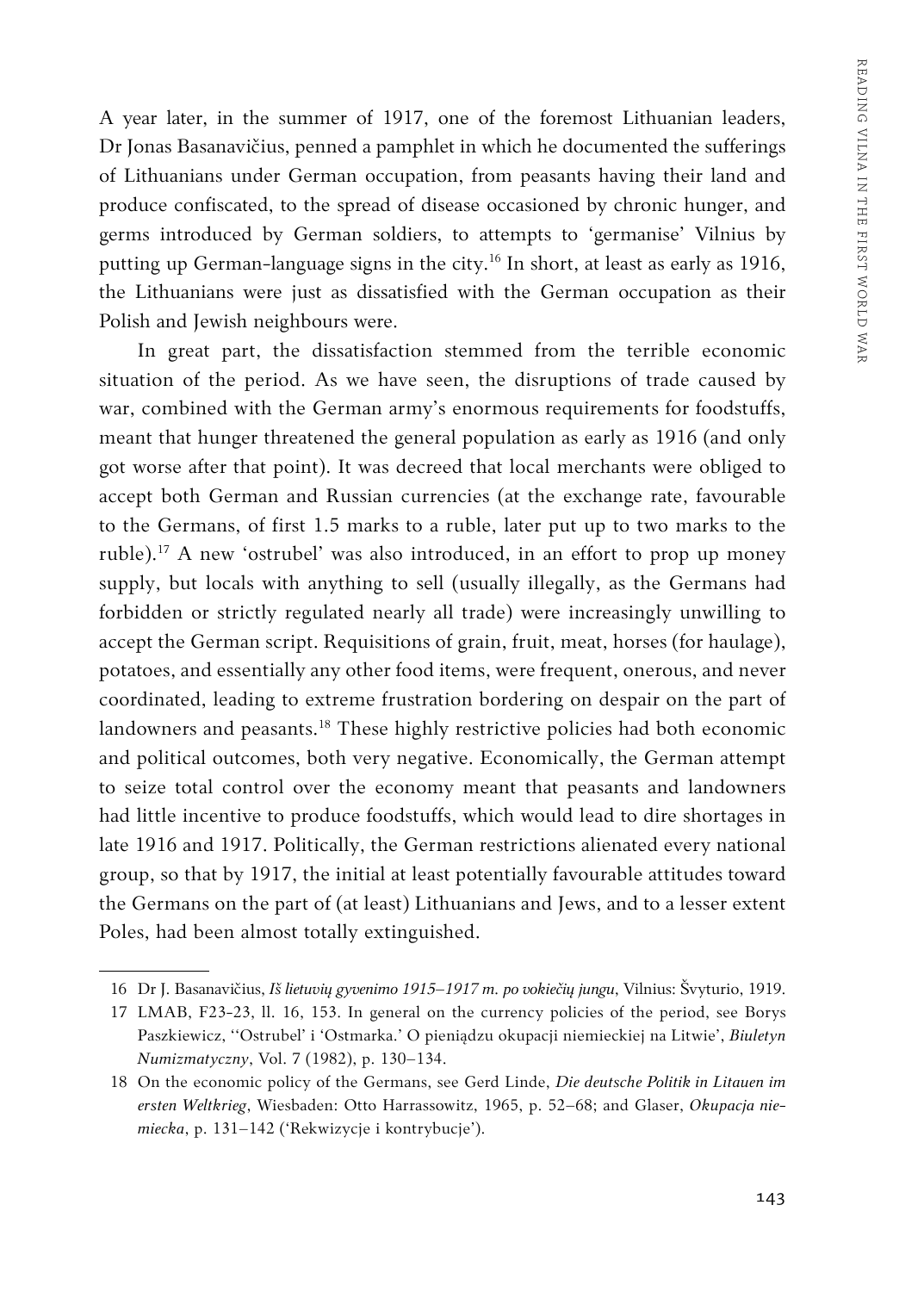A year later, in the summer of 1917, one of the foremost Lithuanian leaders, Dr Jonas Basanavičius, penned a pamphlet in which he documented the sufferings of Lithuanians under German occupation, from peasants having their land and produce confiscated, to the spread of disease occasioned by chronic hunger, and germs introduced by German soldiers, to attempts to 'germanise' Vilnius by putting up German-language signs in the city.[16] In short, at least as early as 1916, the Lithuanians were just as dissatisfied with the German occupation as their Polish and Jewish neighbours were.

In great part, the dissatisfaction stemmed from the terrible economic situation of the period. As we have seen, the disruptions of trade caused by war, combined with the German army's enormous requirements for foodstuffs, meant that hunger threatened the general population as early as 1916 (and only got worse after that point). It was decreed that local merchants were obliged to accept both German and Russian currencies (at the exchange rate, favourable to the Germans, of first 1.5 marks to a ruble, later put up to two marks to the ruble).[17] A new 'ostrubel' was also introduced, in an effort to prop up money supply, but locals with anything to sell (usually illegally, as the Germans had forbidden or strictly regulated nearly all trade) were increasingly unwilling to accept the German script. Requisitions of grain, fruit, meat, horses (for haulage), potatoes, and essentially any other food items, were frequent, onerous, and never coordinated, leading to extreme frustration bordering on despair on the part of landowners and peasants.[18] These highly restrictive policies had both economic and political outcomes, both very negative. Economically, the German attempt to seize total control over the economy meant that peasants and landowners had little incentive to produce foodstuffs, which would lead to dire shortages in late 1916 and 1917. Politically, the German restrictions alienated every national group, so that by 1917, the initial at least potentially favourable attitudes toward the Germans on the part of (at least) Lithuanians and Jews, and to a lesser extent Poles, had been almost totally extinguished.

---

16 Dr J. Basanavičius, *Iš lietuvių gyvenimo 1915–1917 m. po vokiečių jungu*, Vilnius: Švyturio, 1919.

17 LMAB, F23-23, ll. 16, 153. In general on the currency policies of the period, see Borys Paszkiewicz, ''Ostrubel' i 'Ostmarka.' O pieniądzu okupacji niemieckiej na Litwie', *Biuletyn Numizmatyczny*, Vol. 7 (1982), p. 130–134.

18 On the economic policy of the Germans, see Gerd Linde, *Die deutsche Politik in Litauen im ersten Weltkrieg*, Wiesbaden: Otto Harrassowitz, 1965, p. 52–68; and Glaser, *Okupacja niemiecka*, p. 131–142 ('Rekwizycje i kontrybucje').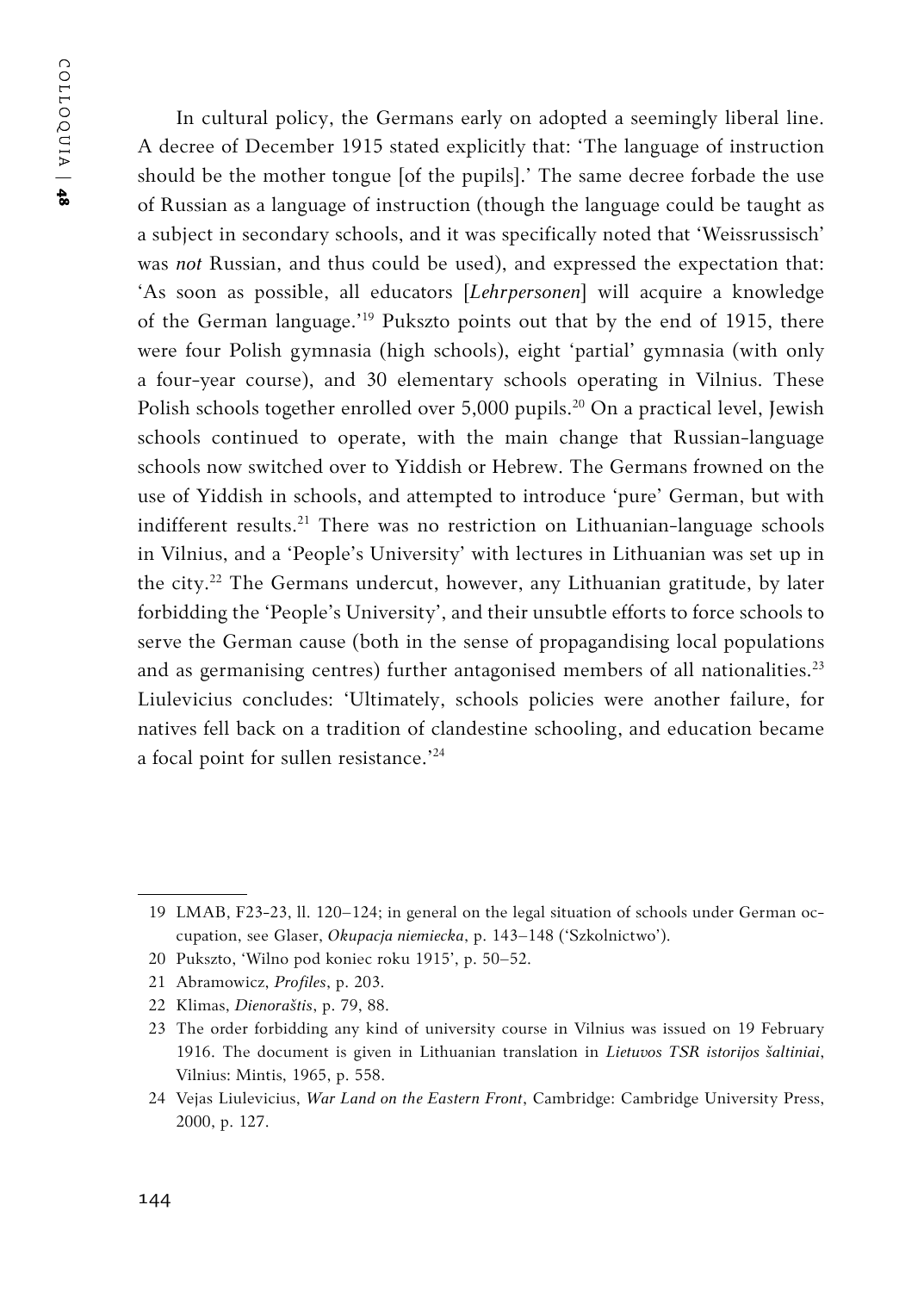In cultural policy, the Germans early on adopted a seemingly liberal line. A decree of December 1915 stated explicitly that: 'The language of instruction should be the mother tongue [of the pupils].' The same decree forbade the use of Russian as a language of instruction (though the language could be taught as a subject in secondary schools, and it was specifically noted that 'Weissrussisch' was *not* Russian, and thus could be used), and expressed the expectation that: 'As soon as possible, all educators [*Lehrpersonen*] will acquire a knowledge of the German language.'[19] Pukszto points out that by the end of 1915, there were four Polish gymnasia (high schools), eight 'partial' gymnasia (with only a four-year course), and 30 elementary schools operating in Vilnius. These Polish schools together enrolled over 5,000 pupils.[20] On a practical level, Jewish schools continued to operate, with the main change that Russian-language schools now switched over to Yiddish or Hebrew. The Germans frowned on the use of Yiddish in schools, and attempted to introduce 'pure' German, but with indifferent results.[21] There was no restriction on Lithuanian-language schools in Vilnius, and a 'People's University' with lectures in Lithuanian was set up in the city.[22] The Germans undercut, however, any Lithuanian gratitude, by later forbidding the 'People's University', and their unsubtle efforts to force schools to serve the German cause (both in the sense of propagandising local populations and as germanising centres) further antagonised members of all nationalities.[23] Liulevicius concludes: 'Ultimately, schools policies were another failure, for natives fell back on a tradition of clandestine schooling, and education became a focal point for sullen resistance.'[24]

---

19 LMAB, F23-23, ll. 120–124; in general on the legal situation of schools under German occupation, see Glaser, *Okupacja niemiecka*, p. 143–148 ('Szkolnictwo').

20 Pukszto, 'Wilno pod koniec roku 1915', p. 50–52.

21 Abramowicz, *Profiles*, p. 203.

22 Klimas, *Dienoraštis*, p. 79, 88.

23 The order forbidding any kind of university course in Vilnius was issued on 19 February 1916. The document is given in Lithuanian translation in *Lietuvos TSR istorijos šaltiniai*, Vilnius: Mintis, 1965, p. 558.

24 Vejas Liulevicius, *War Land on the Eastern Front*, Cambridge: Cambridge University Press, 2000, p. 127.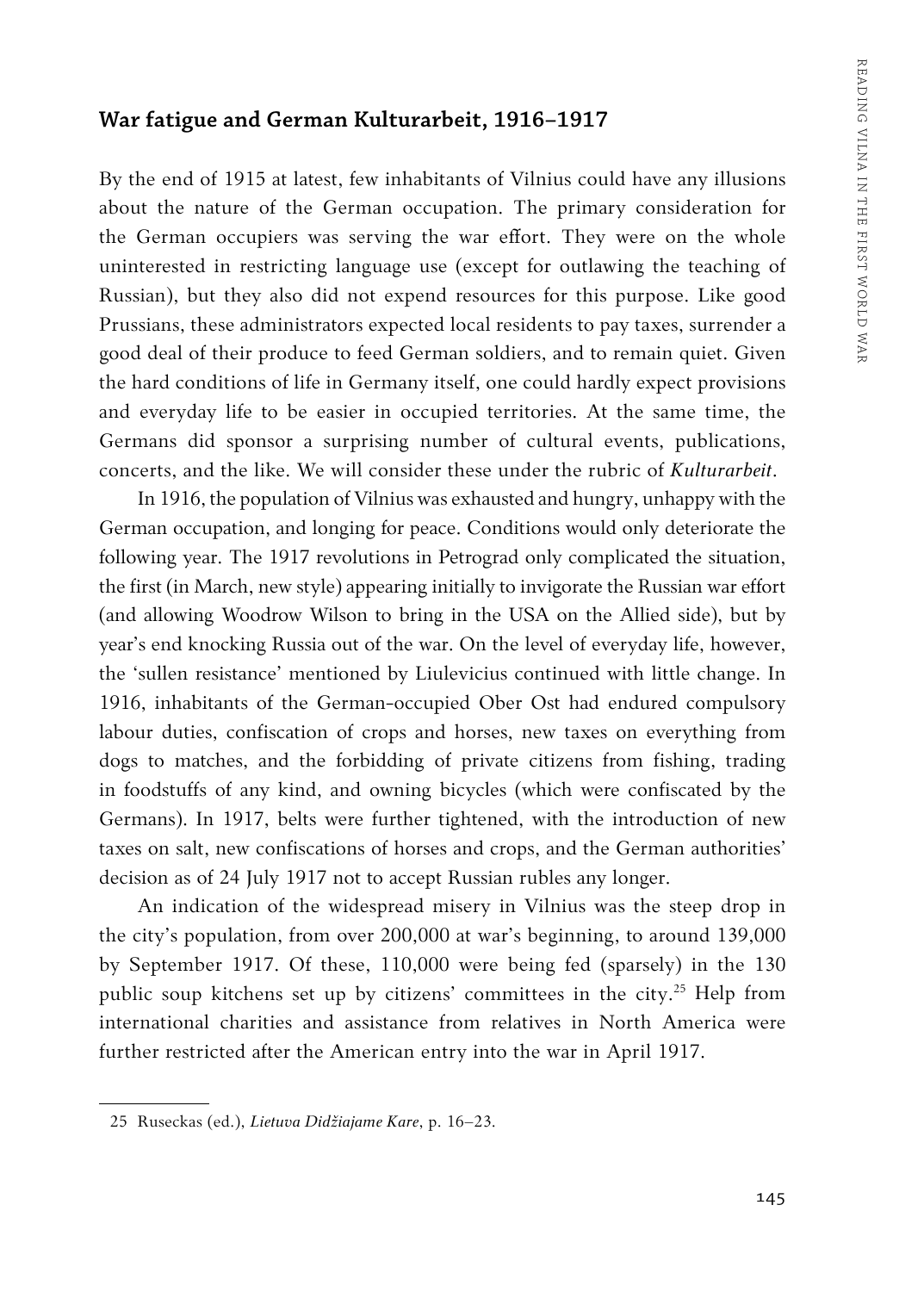## War fatigue and German Kulturarbeit, 1916–1917

By the end of 1915 at latest, few inhabitants of Vilnius could have any illusions about the nature of the German occupation. The primary consideration for the German occupiers was serving the war effort. They were on the whole uninterested in restricting language use (except for outlawing the teaching of Russian), but they also did not expend resources for this purpose. Like good Prussians, these administrators expected local residents to pay taxes, surrender a good deal of their produce to feed German soldiers, and to remain quiet. Given the hard conditions of life in Germany itself, one could hardly expect provisions and everyday life to be easier in occupied territories. At the same time, the Germans did sponsor a surprising number of cultural events, publications, concerts, and the like. We will consider these under the rubric of ***Kulturarbeit***.

In 1916, the population of Vilnius was exhausted and hungry, unhappy with the German occupation, and longing for peace. Conditions would only deteriorate the following year. The 1917 revolutions in Petrograd only complicated the situation, the first (in March, new style) appearing initially to invigorate the Russian war effort (and allowing Woodrow Wilson to bring in the USA on the Allied side), but by year's end knocking Russia out of the war. On the level of everyday life, however, the 'sullen resistance' mentioned by Liulevicius continued with little change. In 1916, inhabitants of the German-occupied Ober Ost had endured compulsory labour duties, confiscation of crops and horses, new taxes on everything from dogs to matches, and the forbidding of private citizens from fishing, trading in foodstuffs of any kind, and owning bicycles (which were confiscated by the Germans). In 1917, belts were further tightened, with the introduction of new taxes on salt, new confiscations of horses and crops, and the German authorities' decision as of 24 July 1917 not to accept Russian rubles any longer.

An indication of the widespread misery in Vilnius was the steep drop in the city's population, from over 200,000 at war's beginning, to around 139,000 by September 1917. Of these, 110,000 were being fed (sparsely) in the 130 public soup kitchens set up by citizens' committees in the city.[25] Help from international charities and assistance from relatives in North America were further restricted after the American entry into the war in April 1917.

---

25 Ruseckas (ed.), *Lietuva Didžiajame Kare*, p. 16–23.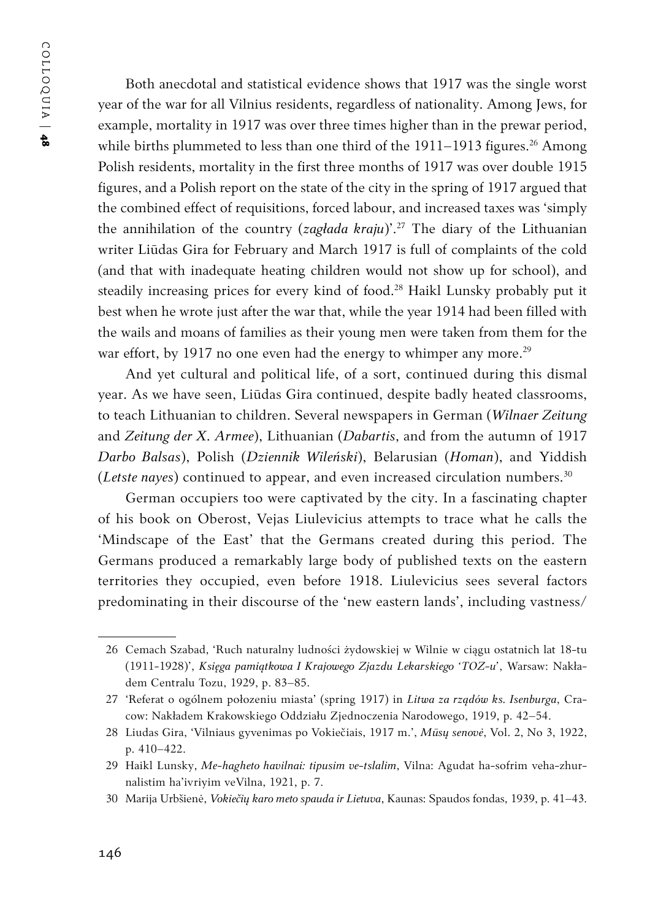Both anecdotal and statistical evidence shows that 1917 was the single worst year of the war for all Vilnius residents, regardless of nationality. Among Jews, for example, mortality in 1917 was over three times higher than in the prewar period, while births plummeted to less than one third of the 1911–1913 figures.[26] Among Polish residents, mortality in the first three months of 1917 was over double 1915 figures, and a Polish report on the state of the city in the spring of 1917 argued that the combined effect of requisitions, forced labour, and increased taxes was 'simply the annihilation of the country (*zagłada kraju*)'.[27] The diary of the Lithuanian writer Liūdas Gira for February and March 1917 is full of complaints of the cold (and that with inadequate heating children would not show up for school), and steadily increasing prices for every kind of food.[28] Haikl Lunsky probably put it best when he wrote just after the war that, while the year 1914 had been filled with the wails and moans of families as their young men were taken from them for the war effort, by 1917 no one even had the energy to whimper any more.[29]

And yet cultural and political life, of a sort, continued during this dismal year. As we have seen, Liūdas Gira continued, despite badly heated classrooms, to teach Lithuanian to children. Several newspapers in German (*Wilnaer Zeitung* and *Zeitung der X. Armee*), Lithuanian (*Dabartis*, and from the autumn of 1917 *Darbo Balsas*), Polish (*Dziennik Wileński*), Belarusian (*Homan*), and Yiddish (*Letste nayes*) continued to appear, and even increased circulation numbers.[30]

German occupiers too were captivated by the city. In a fascinating chapter of his book on Oberost, Vejas Liulevicius attempts to trace what he calls the 'Mindscape of the East' that the Germans created during this period. The Germans produced a remarkably large body of published texts on the eastern territories they occupied, even before 1918. Liulevicius sees several factors predominating in their discourse of the 'new eastern lands', including vastness/

---

26 Cemach Szabad, 'Ruch naturalny ludności żydowskiej w Wilnie w ciągu ostatnich lat 18-tu (1911-1928)', *Księga pamiątkowa I Krajowego Zjazdu Lekarskiego 'TOZ-u'*, Warsaw: Nakładem Centralu Tozu, 1929, p. 83–85.

27 'Referat o ogólnem położeniu miasta' (spring 1917) in *Litwa za rządów ks. Isenburga*, Cracow: Nakładem Krakowskiego Oddziału Zjednoczenia Narodowego, 1919, p. 42–54.

28 Liudas Gira, 'Vilniaus gyvenimas po Vokiečiais, 1917 m.', *Mūsų senovė*, Vol. 2, No 3, 1922, p. 410–422.

29 Haikl Lunsky, *Me-hagheto havilnai: tipusim ve-tslalim*, Vilna: Agudat ha-sofrim veha-zhurnalistim ha'ivriyim veVilna, 1921, p. 7.

30 Marija Urbšienė, *Vokiečių karo meto spauda ir Lietuva*, Kaunas: Spaudos fondas, 1939, p. 41–43.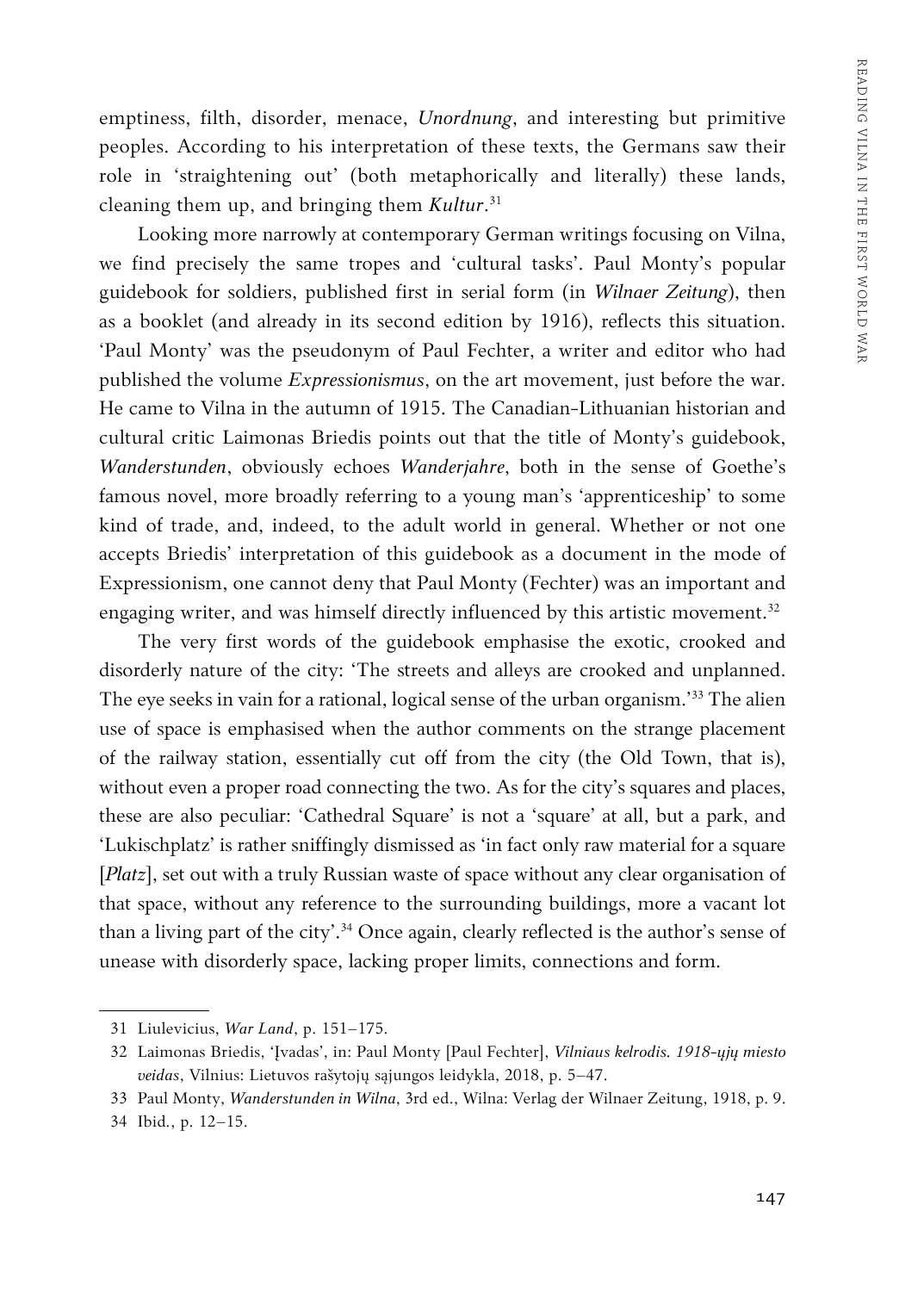emptiness, filth, disorder, menace, *Unordnung*, and interesting but primitive peoples. According to his interpretation of these texts, the Germans saw their role in 'straightening out' (both metaphorically and literally) these lands, cleaning them up, and bringing them *Kultur*.[31]

Looking more narrowly at contemporary German writings focusing on Vilna, we find precisely the same tropes and 'cultural tasks'. Paul Monty's popular guidebook for soldiers, published first in serial form (in *Wilnaer Zeitung*), then as a booklet (and already in its second edition by 1916), reflects this situation. 'Paul Monty' was the pseudonym of Paul Fechter, a writer and editor who had published the volume *Expressionismus*, on the art movement, just before the war. He came to Vilna in the autumn of 1915. The Canadian-Lithuanian historian and cultural critic Laimonas Briedis points out that the title of Monty's guidebook, *Wanderstunden*, obviously echoes *Wanderjahre*, both in the sense of Goethe's famous novel, more broadly referring to a young man's 'apprenticeship' to some kind of trade, and, indeed, to the adult world in general. Whether or not one accepts Briedis' interpretation of this guidebook as a document in the mode of Expressionism, one cannot deny that Paul Monty (Fechter) was an important and engaging writer, and was himself directly influenced by this artistic movement.[32]

The very first words of the guidebook emphasise the exotic, crooked and disorderly nature of the city: 'The streets and alleys are crooked and unplanned. The eye seeks in vain for a rational, logical sense of the urban organism.'[33] The alien use of space is emphasised when the author comments on the strange placement of the railway station, essentially cut off from the city (the Old Town, that is), without even a proper road connecting the two. As for the city's squares and places, these are also peculiar: 'Cathedral Square' is not a 'square' at all, but a park, and 'Lukischplatz' is rather sniffingly dismissed as 'in fact only raw material for a square [*Platz*], set out with a truly Russian waste of space without any clear organisation of that space, without any reference to the surrounding buildings, more a vacant lot than a living part of the city'.[34] Once again, clearly reflected is the author's sense of unease with disorderly space, lacking proper limits, connections and form.

---

31 Liulevicius, *War Land*, p. 151–175.

32 Laimonas Briedis, 'Įvadas', in: Paul Monty [Paul Fechter], *Vilniaus kelrodis. 1918-ųjų miesto veidas*, Vilnius: Lietuvos rašytojų sąjungos leidykla, 2018, p. 5–47.

33 Paul Monty, *Wanderstunden in Wilna*, 3rd ed., Wilna: Verlag der Wilnaer Zeitung, 1918, p. 9.

34 Ibid., p. 12–15.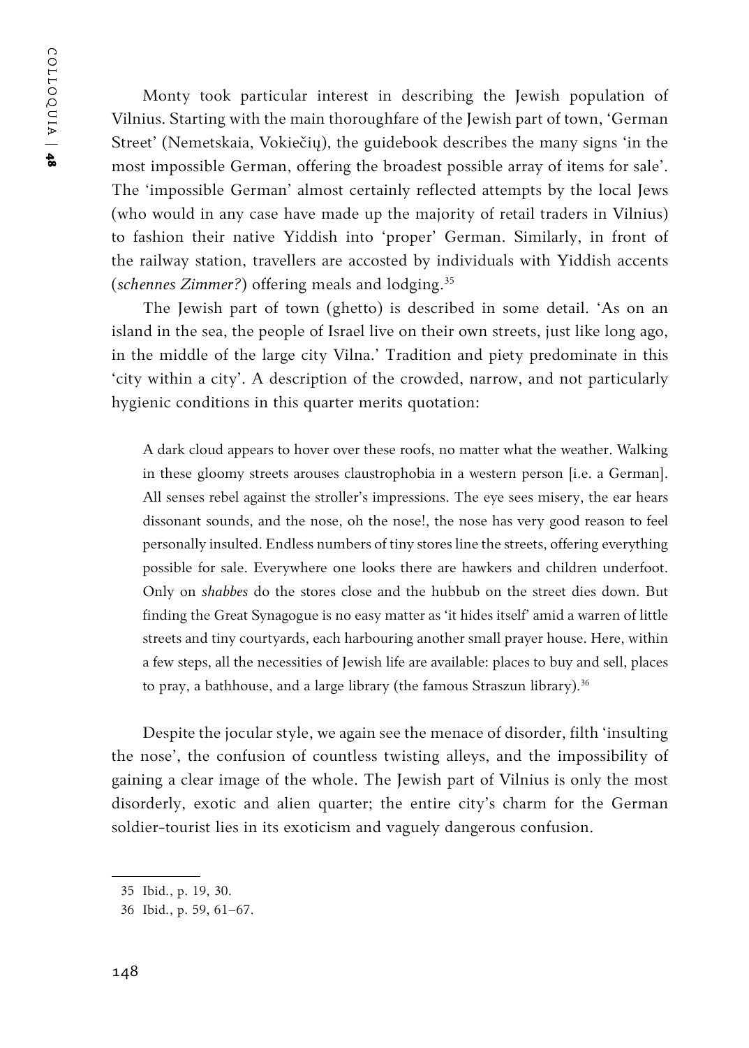Monty took particular interest in describing the Jewish population of Vilnius. Starting with the main thoroughfare of the Jewish part of town, 'German Street' (Nemetskaia, Vokiečių), the guidebook describes the many signs 'in the most impossible German, offering the broadest possible array of items for sale'. The 'impossible German' almost certainly reflected attempts by the local Jews (who would in any case have made up the majority of retail traders in Vilnius) to fashion their native Yiddish into 'proper' German. Similarly, in front of the railway station, travellers are accosted by individuals with Yiddish accents (*schennes Zimmer?*) offering meals and lodging.[35]

The Jewish part of town (ghetto) is described in some detail. 'As on an island in the sea, the people of Israel live on their own streets, just like long ago, in the middle of the large city Vilna.' Tradition and piety predominate in this 'city within a city'. A description of the crowded, narrow, and not particularly hygienic conditions in this quarter merits quotation:

> A dark cloud appears to hover over these roofs, no matter what the weather. Walking in these gloomy streets arouses claustrophobia in a western person [i.e. a German]. All senses rebel against the stroller's impressions. The eye sees misery, the ear hears dissonant sounds, and the nose, oh the nose!, the nose has very good reason to feel personally insulted. Endless numbers of tiny stores line the streets, offering everything possible for sale. Everywhere one looks there are hawkers and children underfoot. Only on *shabbes* do the stores close and the hubbub on the street dies down. But finding the Great Synagogue is no easy matter as 'it hides itself' amid a warren of little streets and tiny courtyards, each harbouring another small prayer house. Here, within a few steps, all the necessities of Jewish life are available: places to buy and sell, places to pray, a bathhouse, and a large library (the famous Straszun library).[36]

Despite the jocular style, we again see the menace of disorder, filth 'insulting the nose', the confusion of countless twisting alleys, and the impossibility of gaining a clear image of the whole. The Jewish part of Vilnius is only the most disorderly, exotic and alien quarter; the entire city's charm for the German soldier-tourist lies in its exoticism and vaguely dangerous confusion.

---

35 Ibid., p. 19, 30.

36 Ibid., p. 59, 61–67.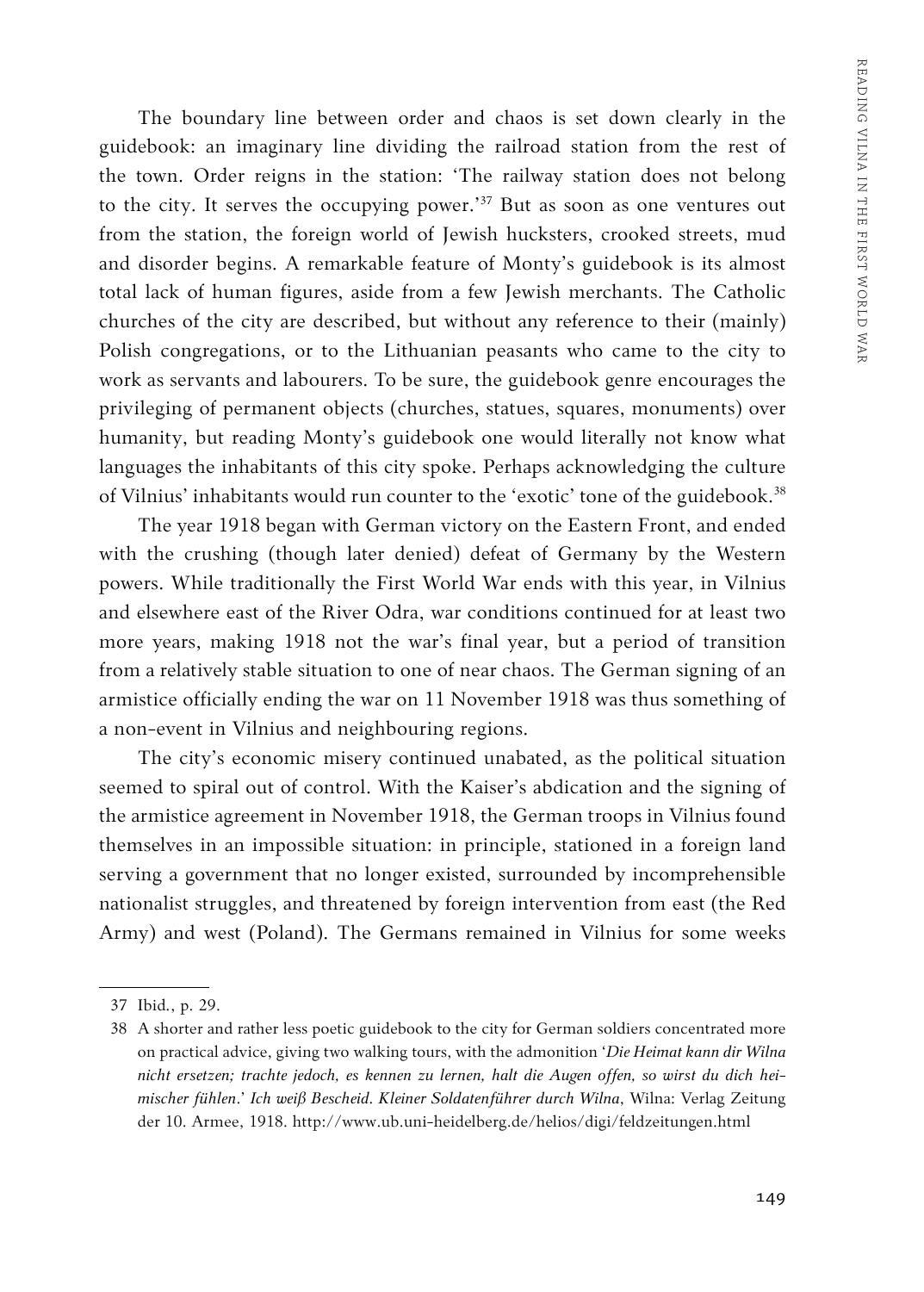The boundary line between order and chaos is set down clearly in the guidebook: an imaginary line dividing the railroad station from the rest of the town. Order reigns in the station: 'The railway station does not belong to the city. It serves the occupying power.'[37] But as soon as one ventures out from the station, the foreign world of Jewish hucksters, crooked streets, mud and disorder begins. A remarkable feature of Monty's guidebook is its almost total lack of human figures, aside from a few Jewish merchants. The Catholic churches of the city are described, but without any reference to their (mainly) Polish congregations, or to the Lithuanian peasants who came to the city to work as servants and labourers. To be sure, the guidebook genre encourages the privileging of permanent objects (churches, statues, squares, monuments) over humanity, but reading Monty's guidebook one would literally not know what languages the inhabitants of this city spoke. Perhaps acknowledging the culture of Vilnius' inhabitants would run counter to the 'exotic' tone of the guidebook.[38]

The year 1918 began with German victory on the Eastern Front, and ended with the crushing (though later denied) defeat of Germany by the Western powers. While traditionally the First World War ends with this year, in Vilnius and elsewhere east of the River Odra, war conditions continued for at least two more years, making 1918 not the war's final year, but a period of transition from a relatively stable situation to one of near chaos. The German signing of an armistice officially ending the war on 11 November 1918 was thus something of a non-event in Vilnius and neighbouring regions.

The city's economic misery continued unabated, as the political situation seemed to spiral out of control. With the Kaiser's abdication and the signing of the armistice agreement in November 1918, the German troops in Vilnius found themselves in an impossible situation: in principle, stationed in a foreign land serving a government that no longer existed, surrounded by incomprehensible nationalist struggles, and threatened by foreign intervention from east (the Red Army) and west (Poland). The Germans remained in Vilnius for some weeks

---

37 Ibid., p. 29.

38 A shorter and rather less poetic guidebook to the city for German soldiers concentrated more on practical advice, giving two walking tours, with the admonition '*Die Heimat kann dir Wilna nicht ersetzen; trachte jedoch, es kennen zu lernen, halt die Augen offen, so wirst du dich heimischer fühlen*.' *Ich weiß Bescheid. Kleiner Soldatenführer durch Wilna*, Wilna: Verlag Zeitung der 10. Armee, 1918. http://www.ub.uni-heidelberg.de/helios/digi/feldzeitungen.html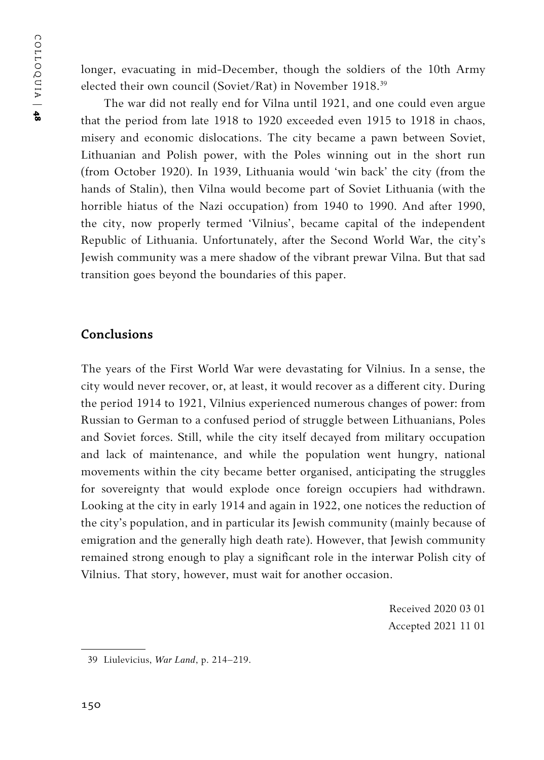longer, evacuating in mid-December, though the soldiers of the 10th Army elected their own council (Soviet/Rat) in November 1918.[39]

The war did not really end for Vilna until 1921, and one could even argue that the period from late 1918 to 1920 exceeded even 1915 to 1918 in chaos, misery and economic dislocations. The city became a pawn between Soviet, Lithuanian and Polish power, with the Poles winning out in the short run (from October 1920). In 1939, Lithuania would 'win back' the city (from the hands of Stalin), then Vilna would become part of Soviet Lithuania (with the horrible hiatus of the Nazi occupation) from 1940 to 1990. And after 1990, the city, now properly termed 'Vilnius', became capital of the independent Republic of Lithuania. Unfortunately, after the Second World War, the city's Jewish community was a mere shadow of the vibrant prewar Vilna. But that sad transition goes beyond the boundaries of this paper.

## Conclusions

The years of the First World War were devastating for Vilnius. In a sense, the city would never recover, or, at least, it would recover as a different city. During the period 1914 to 1921, Vilnius experienced numerous changes of power: from Russian to German to a confused period of struggle between Lithuanians, Poles and Soviet forces. Still, while the city itself decayed from military occupation and lack of maintenance, and while the population went hungry, national movements within the city became better organised, anticipating the struggles for sovereignty that would explode once foreign occupiers had withdrawn. Looking at the city in early 1914 and again in 1922, one notices the reduction of the city's population, and in particular its Jewish community (mainly because of emigration and the generally high death rate). However, that Jewish community remained strong enough to play a significant role in the interwar Polish city of Vilnius. That story, however, must wait for another occasion.

Received 2020 03 01
Accepted 2021 11 01

---

39 Liulevicius, *War Land*, p. 214–219.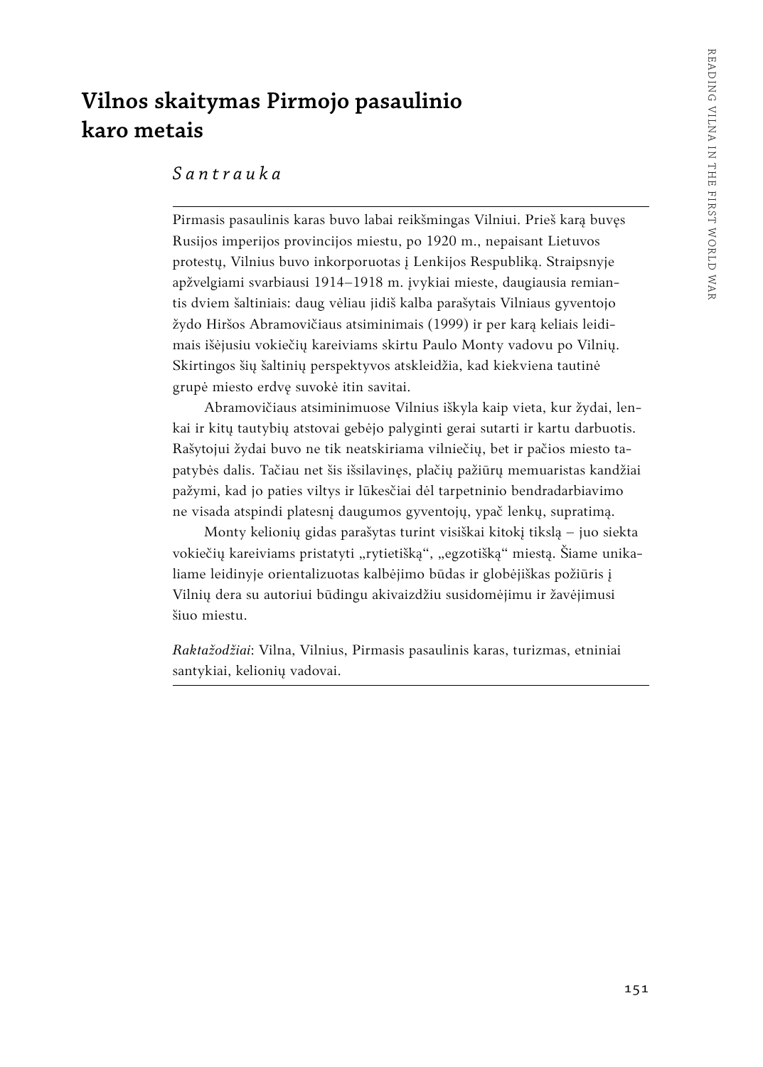# Vilnos skaitymas Pirmojo pasaulinio karo metais

## *Santrauka*

Pirmasis pasaulinis karas buvo labai reikšmingas Vilniui. Prieš karą buvęs Rusijos imperijos provincijos miestu, po 1920 m., nepaisant Lietuvos protestų, Vilnius buvo inkorporuotas į Lenkijos Respubliką. Straipsnyje apžvelgiami svarbiausi 1914–1918 m. įvykiai mieste, daugiausia remiantis dviem šaltiniais: daug vėliau jidiš kalba parašytais Vilniaus gyventojo žydo Hiršos Abramovičiaus atsiminimais (1999) ir per karą keliais leidimais išėjusiu vokiečių kareiviams skirtu Paulo Monty vadovu po Vilnių. Skirtingos šių šaltinių perspektyvos atskleidžia, kad kiekviena tautinė grupė miesto erdvę suvokė itin savitai.

Abramovičiaus atsiminimuose Vilnius iškyla kaip vieta, kur žydai, lenkai ir kitų tautybių atstovai gebėjo palyginti gerai sutarti ir kartu darbuotis. Rašytojui žydai buvo ne tik neatskiriama vilniečių, bet ir pačios miesto tapatybės dalis. Tačiau net šis išsilavinęs, plačių pažiūrų memuaristas kandžiai pažymi, kad jo paties viltys ir lūkesčiai dėl tarpetninio bendradarbiavimo ne visada atspindi platesnį daugumos gyventojų, ypač lenkų, supratimą.

Monty kelionių gidas parašytas turint visiškai kitokį tikslą – juo siekta vokiečių kareiviams pristatyti „rytietišką", „egzotišką" miestą. Šiame unikaliame leidinyje orientalizuotas kalbėjimo būdas ir globėjiškas požiūris į Vilnių dera su autoriui būdingu akivaizdžiu susidomėjimu ir žavėjimusi šiuo miestu.

*Raktažodžiai*: Vilna, Vilnius, Pirmasis pasaulinis karas, turizmas, etniniai santykiai, kelionių vadovai.